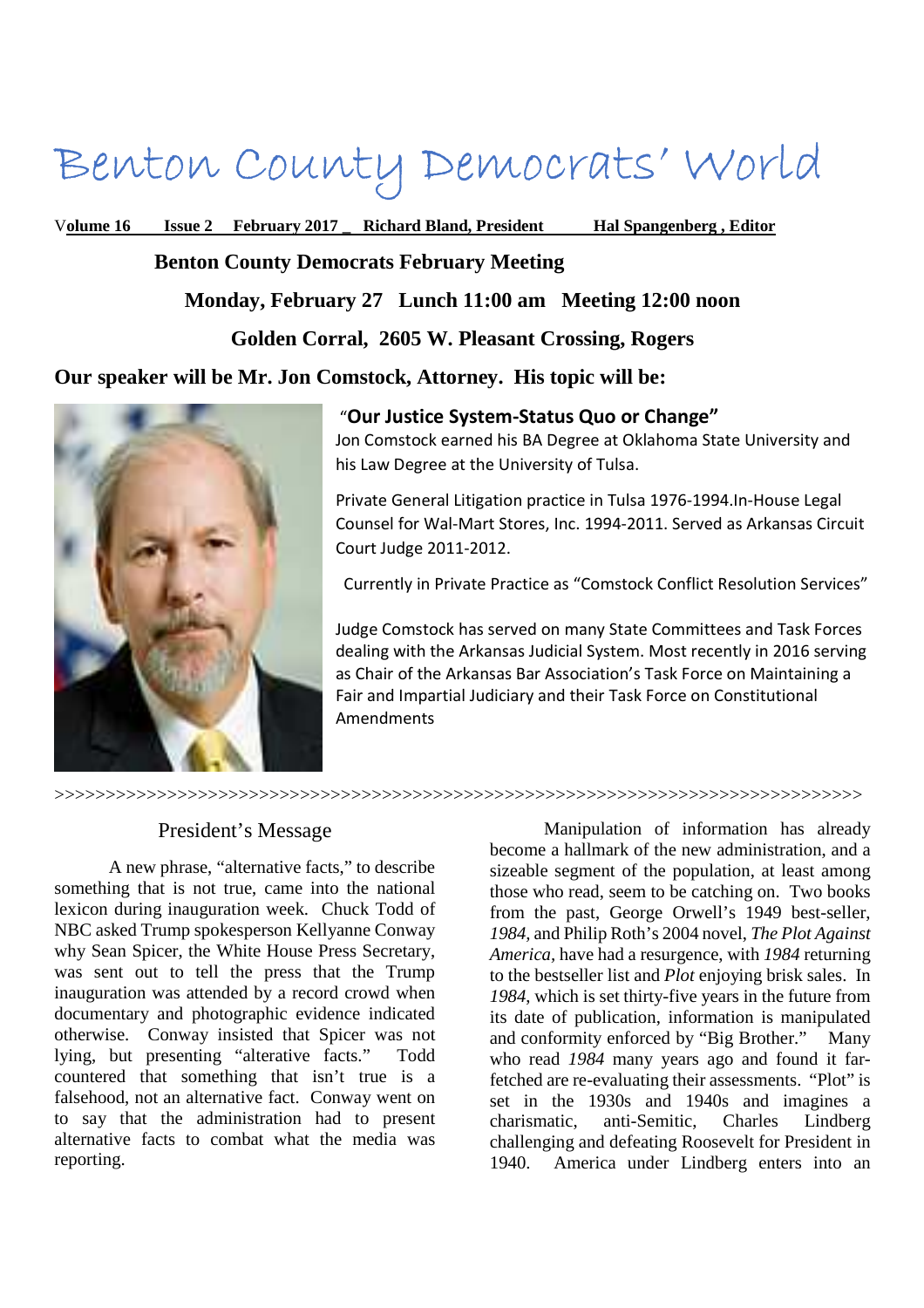# Benton County Democrats' World

**Volume 16 Issue 2 February 2017 _ Richard Bland, President Hal Spangenberg , Editor**

## Benton County Democrats February Meeting

**Monday, February 27 Lunch 11:00 am Meeting 12:00 noon**

**Golden Corral, 2605 W. Pleasant Crossing, Rogers**

**Our speaker will be Mr. Jon Comstock, Attorney. His topic will be:**

### "Our Justice System-Status Quo or Change"

Jon Comstock earned his BA Degree at Oklahoma State University and his Law Degree at the University of Tulsa.

Private General Litigation practice in Tulsa 1976-1994.In-House Legal Counsel for Wal-Mart Stores, Inc. 1994-2011. Served as Arkansas Circuit Court Judge 2011-2012.

Currently in Private Practice as "Comstock Conflict Resolution Services"

Judge Comstock has served on many State Committees and Task Forces dealing with the Arkansas Judicial System. Most recently in 2016 serving as Chair of the Arkansas Bar Association's Task Force on Maintaining a Fair and Impartial Judiciary and their Task Force on Constitutional Amendments

>>>>>>>>>>>>>>>>>>>>>>>>>>>>>>>>>>>>>>>>>>>>>>>>>>>>>>>>>>>>>>>>>>>>>>>>>>>>

## President's Message

A new phrase, "alternative facts," to describe something that is not true, came into the national lexicon during inauguration week. Chuck Todd of NBC asked Trump spokesperson Kellyanne Conway why Sean Spicer, the White House Press Secretary, was sent out to tell the press that the Trump inauguration was attended by a record crowd when documentary and photographic evidence indicated otherwise. Conway insisted that Spicer was not lying, but presenting "alterative facts." Todd countered that something that isn't true is a falsehood, not an alternative fact. Conway went on to say that the administration had to present alternative facts to combat what the media was reporting.

Manipulation of information has already become a hallmark of the new administration, and a sizeable segment of the population, at least among those who read, seem to be catching on. Two books from the past, George Orwell's 1949 best-seller, *1984*, and Philip Roth's 2004 novel, *The Plot Against America*, have had a resurgence, with *1984* returning to the bestseller list and *Plot* enjoying brisk sales. In *1984*, which is set thirty-five years in the future from its date of publication, information is manipulated and conformity enforced by "Big Brother." Many who read *1984* many years ago and found it far-fetched are re-evaluating their assessments. "Plot" is set in the 1930s and 1940s and imagines a charismatic, anti-Semitic, Charles Lindberg challenging and defeating Roosevelt for President in 1940. America under Lindberg enters into an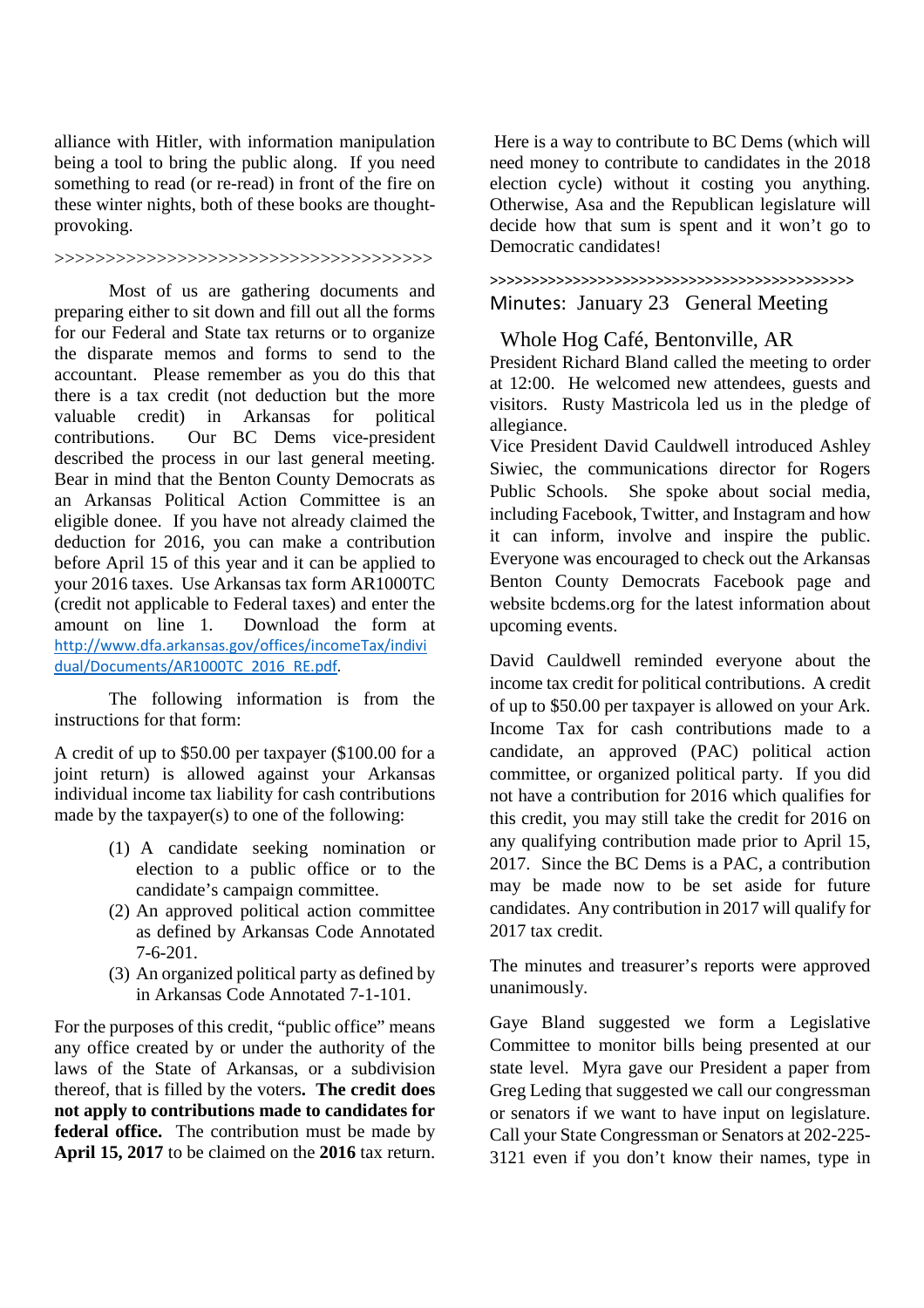alliance with Hitler, with information manipulation being a tool to bring the public along. If you need something to read (or re-read) in front of the fire on these winter nights, both of these books are thought-provoking.

>>>>>>>>>>>>>>>>>>>>>>>>>>>>>>>>>>>>>

Most of us are gathering documents and preparing either to sit down and fill out all the forms for our Federal and State tax returns or to organize the disparate memos and forms to send to the accountant. Please remember as you do this that there is a tax credit (not deduction but the more valuable credit) in Arkansas for political contributions. Our BC Dems vice-president described the process in our last general meeting. Bear in mind that the Benton County Democrats as an Arkansas Political Action Committee is an eligible donee. If you have not already claimed the deduction for 2016, you can make a contribution before April 15 of this year and it can be applied to your 2016 taxes. Use Arkansas tax form AR1000TC (credit not applicable to Federal taxes) and enter the amount on line 1. Download the form at http://www.dfa.arkansas.gov/offices/incomeTax/individual/Documents/AR1000TC_2016_RE.pdf.

The following information is from the instructions for that form:

A credit of up to $50.00 per taxpayer ($100.00 for a joint return) is allowed against your Arkansas individual income tax liability for cash contributions made by the taxpayer(s) to one of the following:

(1) A candidate seeking nomination or election to a public office or to the candidate's campaign committee.
(2) An approved political action committee as defined by Arkansas Code Annotated 7-6-201.
(3) An organized political party as defined by in Arkansas Code Annotated 7-1-101.

For the purposes of this credit, "public office" means any office created by or under the authority of the laws of the State of Arkansas, or a subdivision thereof, that is filled by the voters**. The credit does not apply to contributions made to candidates for federal office.** The contribution must be made by **April 15, 2017** to be claimed on the **2016** tax return.

Here is a way to contribute to BC Dems (which will need money to contribute to candidates in the 2018 election cycle) without it costing you anything. Otherwise, Asa and the Republican legislature will decide how that sum is spent and it won't go to Democratic candidates!

>>>>>>>>>>>>>>>>>>>>>>>>>>>>>>>>>>>>>>>>>>>>

## Minutes: January 23 General Meeting

### Whole Hog Café, Bentonville, AR

President Richard Bland called the meeting to order at 12:00. He welcomed new attendees, guests and visitors. Rusty Mastricola led us in the pledge of allegiance.

Vice President David Cauldwell introduced Ashley Siwiec, the communications director for Rogers Public Schools. She spoke about social media, including Facebook, Twitter, and Instagram and how it can inform, involve and inspire the public. Everyone was encouraged to check out the Arkansas Benton County Democrats Facebook page and website bcdems.org for the latest information about upcoming events.

David Cauldwell reminded everyone about the income tax credit for political contributions. A credit of up to $50.00 per taxpayer is allowed on your Ark. Income Tax for cash contributions made to a candidate, an approved (PAC) political action committee, or organized political party. If you did not have a contribution for 2016 which qualifies for this credit, you may still take the credit for 2016 on any qualifying contribution made prior to April 15, 2017. Since the BC Dems is a PAC, a contribution may be made now to be set aside for future candidates. Any contribution in 2017 will qualify for 2017 tax credit.

The minutes and treasurer's reports were approved unanimously.

Gaye Bland suggested we form a Legislative Committee to monitor bills being presented at our state level. Myra gave our President a paper from Greg Leding that suggested we call our congressman or senators if we want to have input on legislature. Call your State Congressman or Senators at 202-225-3121 even if you don't know their names, type in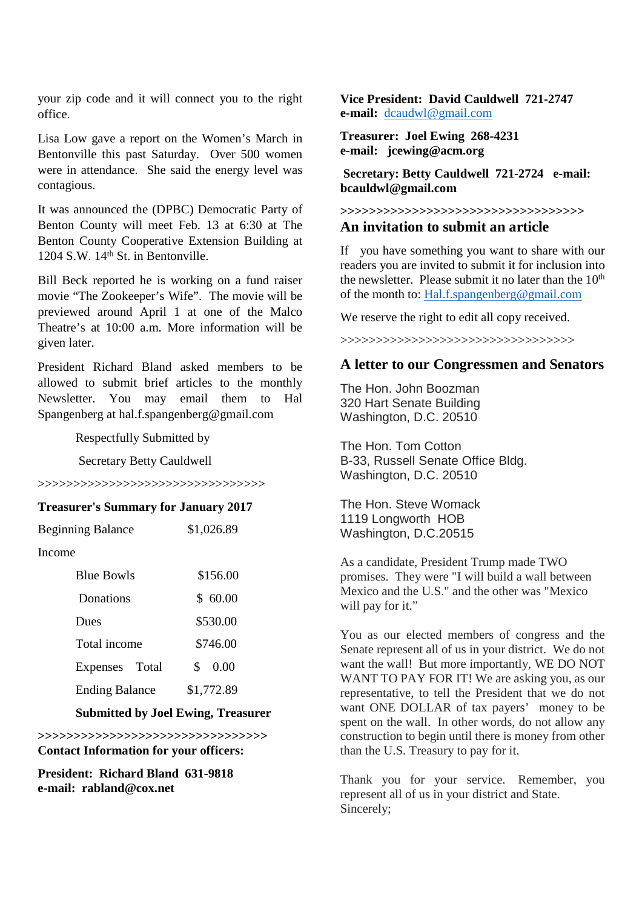your zip code and it will connect you to the right office.

Lisa Low gave a report on the Women's March in Bentonville this past Saturday. Over 500 women were in attendance. She said the energy level was contagious.

It was announced the (DPBC) Democratic Party of Benton County will meet Feb. 13 at 6:30 at The Benton County Cooperative Extension Building at 1204 S.W. 14th St. in Bentonville.

Bill Beck reported he is working on a fund raiser movie "The Zookeeper's Wife". The movie will be previewed around April 1 at one of the Malco Theatre's at 10:00 a.m. More information will be given later.

President Richard Bland asked members to be allowed to submit brief articles to the monthly Newsletter. You may email them to Hal Spangenberg at hal.f.spangenberg@gmail.com

Respectfully Submitted by

Secretary Betty Cauldwell

>>>>>>>>>>>>>>>>>>>>>>>>>>>>>>>>>

**Treasurer's Summary for January 2017**

| | |
|---|---|
| Beginning Balance | $1,026.89 |
| Income | |
| Blue Bowls | $156.00 |
| Donations | $ 60.00 |
| Dues | $530.00 |
| Total income | $746.00 |
| Expenses Total | $ 0.00 |
| Ending Balance | $1,772.89 |

**Submitted by Joel Ewing, Treasurer**

>>>>>>>>>>>>>>>>>>>>>>>>>>>>>>>>>

**Contact Information for your officers:**

**President: Richard Bland 631-9818**
**e-mail: rabland@cox.net**

**Vice President: David Cauldwell 721-2747**
**e-mail:** dcaudwl@gmail.com

**Treasurer: Joel Ewing 268-4231**
**e-mail: jcewing@acm.org**

**Secretary: Betty Cauldwell 721-2724 e-mail: bcauldwl@gmail.com**

>>>>>>>>>>>>>>>>>>>>>>>>>>>>>>>>>>

## An invitation to submit an article

If you have something you want to share with our readers you are invited to submit it for inclusion into the newsletter. Please submit it no later than the 10th of the month to: Hal.f.spangenberg@gmail.com

We reserve the right to edit all copy received.

>>>>>>>>>>>>>>>>>>>>>>>>>>>>>>>>>>

## A letter to our Congressmen and Senators

The Hon. John Boozman
320 Hart Senate Building
Washington, D.C. 20510

The Hon. Tom Cotton
B-33, Russell Senate Office Bldg.
Washington, D.C. 20510

The Hon. Steve Womack
1119 Longworth HOB
Washington, D.C.20515

As a candidate, President Trump made TWO promises. They were "I will build a wall between Mexico and the U.S." and the other was "Mexico will pay for it."

You as our elected members of congress and the Senate represent all of us in your district. We do not want the wall! But more importantly, WE DO NOT WANT TO PAY FOR IT! We are asking you, as our representative, to tell the President that we do not want ONE DOLLAR of tax payers' money to be spent on the wall. In other words, do not allow any construction to begin until there is money from other than the U.S. Treasury to pay for it.

Thank you for your service. Remember, you represent all of us in your district and State.
Sincerely;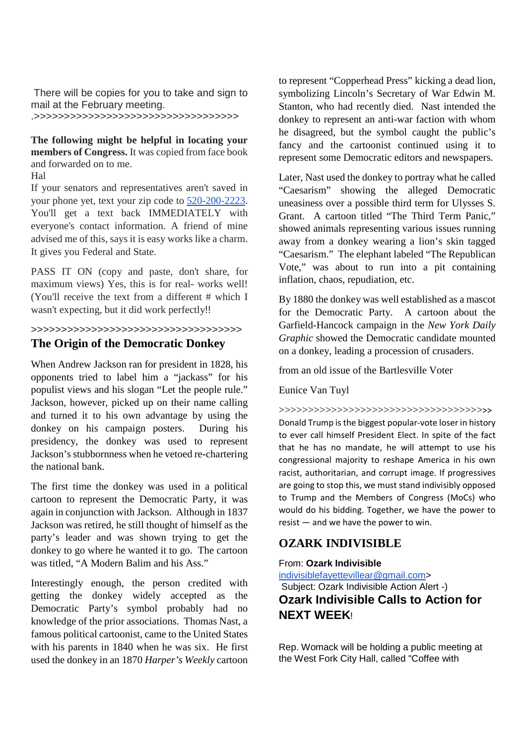There will be copies for you to take and sign to mail at the February meeting.

.>>>>>>>>>>>>>>>>>>>>>>>>>>>>>>>>>>>

**The following might be helpful in locating your members of Congress.** It was copied from face book and forwarded on to me.

Hal

If your senators and representatives aren't saved in your phone yet, text your zip code to 520-200-2223. You'll get a text back IMMEDIATELY with everyone's contact information. A friend of mine advised me of this, says it is easy works like a charm. It gives you Federal and State.

PASS IT ON (copy and paste, don't share, for maximum views) Yes, this is for real- works well! (You'll receive the text from a different # which I wasn't expecting, but it did work perfectly!!

>>>>>>>>>>>>>>>>>>>>>>>>>>>>>>>>>>>

## The Origin of the Democratic Donkey

When Andrew Jackson ran for president in 1828, his opponents tried to label him a "jackass" for his populist views and his slogan "Let the people rule." Jackson, however, picked up on their name calling and turned it to his own advantage by using the donkey on his campaign posters. During his presidency, the donkey was used to represent Jackson's stubbornness when he vetoed re-chartering the national bank.

The first time the donkey was used in a political cartoon to represent the Democratic Party, it was again in conjunction with Jackson. Although in 1837 Jackson was retired, he still thought of himself as the party's leader and was shown trying to get the donkey to go where he wanted it to go. The cartoon was titled, "A Modern Balim and his Ass."

Interestingly enough, the person credited with getting the donkey widely accepted as the Democratic Party's symbol probably had no knowledge of the prior associations. Thomas Nast, a famous political cartoonist, came to the United States with his parents in 1840 when he was six. He first used the donkey in an 1870 *Harper's Weekly* cartoon to represent "Copperhead Press" kicking a dead lion, symbolizing Lincoln's Secretary of War Edwin M. Stanton, who had recently died. Nast intended the donkey to represent an anti-war faction with whom he disagreed, but the symbol caught the public's fancy and the cartoonist continued using it to represent some Democratic editors and newspapers.

Later, Nast used the donkey to portray what he called "Caesarism" showing the alleged Democratic uneasiness over a possible third term for Ulysses S. Grant. A cartoon titled "The Third Term Panic," showed animals representing various issues running away from a donkey wearing a lion's skin tagged "Caesarism." The elephant labeled "The Republican Vote," was about to run into a pit containing inflation, chaos, repudiation, etc.

By 1880 the donkey was well established as a mascot for the Democratic Party. A cartoon about the Garfield-Hancock campaign in the *New York Daily Graphic* showed the Democratic candidate mounted on a donkey, leading a procession of crusaders.

from an old issue of the Bartlesville Voter

Eunice Van Tuyl

>>>>>>>>>>>>>>>>>>>>>>>>>>>>>>>>>>>>>>

Donald Trump is the biggest popular-vote loser in history to ever call himself President Elect. In spite of the fact that he has no mandate, he will attempt to use his congressional majority to reshape America in his own racist, authoritarian, and corrupt image. If progressives are going to stop this, we must stand indivisibly opposed to Trump and the Members of Congress (MoCs) who would do his bidding. Together, we have the power to resist — and we have the power to win.

## OZARK INDIVISIBLE

From: **Ozark Indivisible**
indivisiblefayettevillear@gmail.com>
Subject: Ozark Indivisible Action Alert -)

### Ozark Indivisible Calls to Action for NEXT WEEK!

Rep. Womack will be holding a public meeting at the West Fork City Hall, called "Coffee with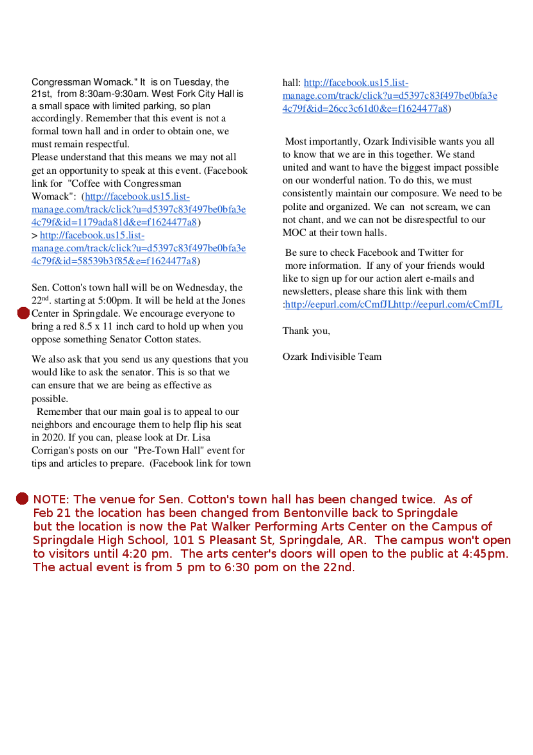Congressman Womack." It is on Tuesday, the 21st, from 8:30am-9:30am. West Fork City Hall is a small space with limited parking, so plan accordingly. Remember that this event is not a formal town hall and in order to obtain one, we must remain respectful.

Please understand that this means we may not all get an opportunity to speak at this event. (Facebook link for "Coffee with Congressman Womack": (http://facebook.us15.list-manage.com/track/click?u=d5397c83f497be0bfa3e4c79f&id=1179ada81d&e=f1624477a8)

> http://facebook.us15.list-manage.com/track/click?u=d5397c83f497be0bfa3e4c79f&id=58539b3f85&e=f1624477a8)

Sen. Cotton's town hall will be on Wednesday, the 22nd. starting at 5:00pm. It will be held at the Jones Center in Springdale. We encourage everyone to bring a red 8.5 x 11 inch card to hold up when you oppose something Senator Cotton states.

We also ask that you send us any questions that you would like to ask the senator. This is so that we can ensure that we are being as effective as possible.

Remember that our main goal is to appeal to our neighbors and encourage them to help flip his seat in 2020. If you can, please look at Dr. Lisa Corrigan's posts on our "Pre-Town Hall" event for tips and articles to prepare. (Facebook link for town hall: http://facebook.us15.list-manage.com/track/click?u=d5397c83f497be0bfa3e4c79f&id=26cc3c61d0&e=f1624477a8)

Most importantly, Ozark Indivisible wants you all to know that we are in this together. We stand united and want to have the biggest impact possible on our wonderful nation. To do this, we must consistently maintain our composure. We need to be polite and organized. We can not scream, we can not chant, and we can not be disrespectful to our MOC at their town halls.

Be sure to check Facebook and Twitter for more information. If any of your friends would like to sign up for our action alert e-mails and newsletters, please share this link with them :http://eepurl.com/cCmfJLhttp://eepurl.com/cCmfJL

Thank you,

Ozark Indivisible Team

NOTE: The venue for Sen. Cotton's town hall has been changed twice. As of Feb 21 the location has been changed from Bentonville back to Springdale but the location is now the Pat Walker Performing Arts Center on the Campus of Springdale High School, 101 S Pleasant St, Springdale, AR. The campus won't open to visitors until 4:20 pm. The arts center's doors will open to the public at 4:45pm. The actual event is from 5 pm to 6:30 pom on the 22nd.